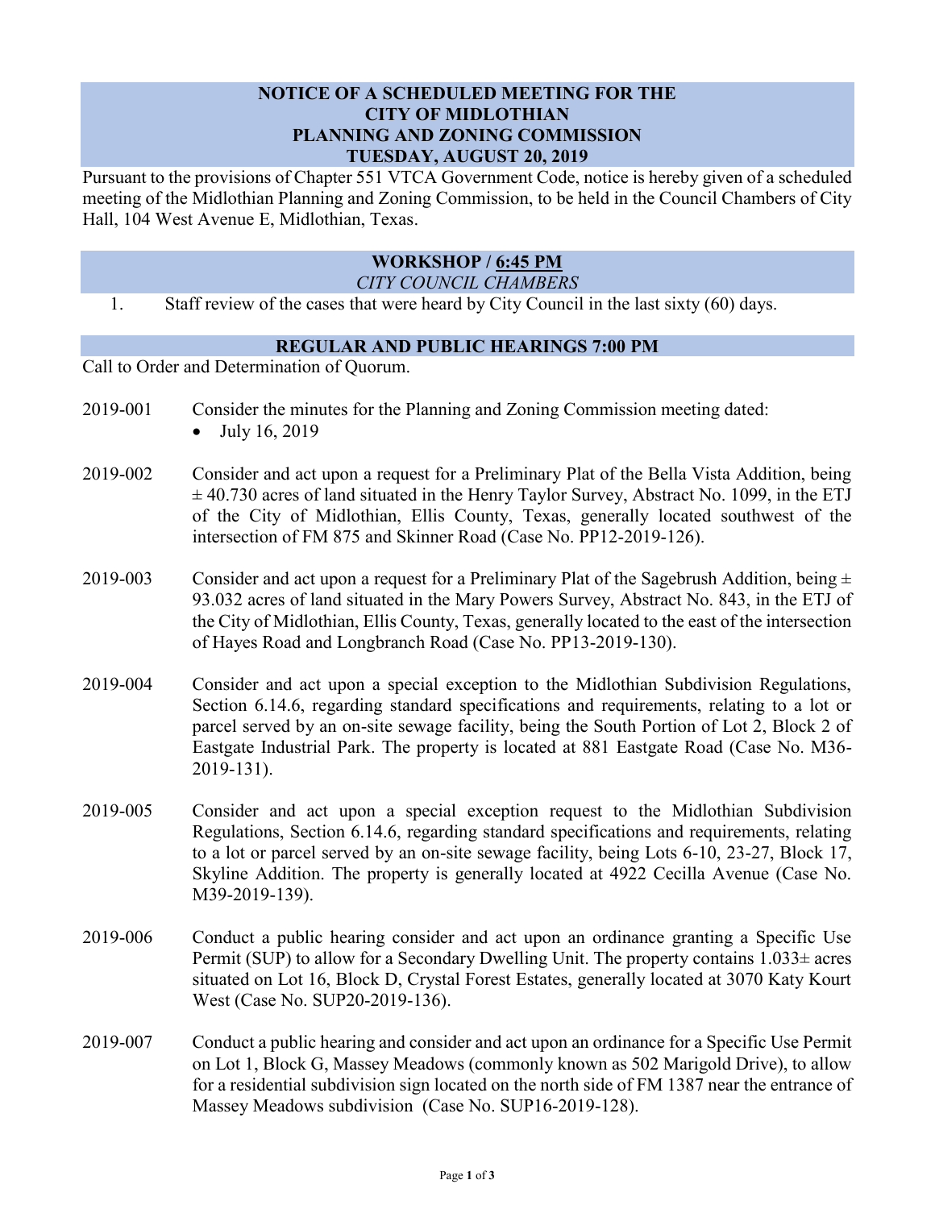# NOTICE OF A SCHEDULED MEETING FOR THE CITY OF MIDLOTHIAN PLANNING AND ZONING COMMISSION TUESDAY, AUGUST 20, 2019

Pursuant to the provisions of Chapter 551 VTCA Government Code, notice is hereby given of a scheduled meeting of the Midlothian Planning and Zoning Commission, to be held in the Council Chambers of City Hall, 104 West Avenue E, Midlothian, Texas.

## WORKSHOP / 6:45 PM

*CITY COUNCIL CHAMBERS*

1. Staff review of the cases that were heard by City Council in the last sixty (60) days.

## REGULAR AND PUBLIC HEARINGS 7:00 PM

Call to Order and Determination of Quorum.

2019-001 Consider the minutes for the Planning and Zoning Commission meeting dated:

- July 16, 2019

2019-002 Consider and act upon a request for a Preliminary Plat of the Bella Vista Addition, being ± 40.730 acres of land situated in the Henry Taylor Survey, Abstract No. 1099, in the ETJ of the City of Midlothian, Ellis County, Texas, generally located southwest of the intersection of FM 875 and Skinner Road (Case No. PP12-2019-126).

2019-003 Consider and act upon a request for a Preliminary Plat of the Sagebrush Addition, being ± 93.032 acres of land situated in the Mary Powers Survey, Abstract No. 843, in the ETJ of the City of Midlothian, Ellis County, Texas, generally located to the east of the intersection of Hayes Road and Longbranch Road (Case No. PP13-2019-130).

2019-004 Consider and act upon a special exception to the Midlothian Subdivision Regulations, Section 6.14.6, regarding standard specifications and requirements, relating to a lot or parcel served by an on-site sewage facility, being the South Portion of Lot 2, Block 2 of Eastgate Industrial Park. The property is located at 881 Eastgate Road (Case No. M36-2019-131).

2019-005 Consider and act upon a special exception request to the Midlothian Subdivision Regulations, Section 6.14.6, regarding standard specifications and requirements, relating to a lot or parcel served by an on-site sewage facility, being Lots 6-10, 23-27, Block 17, Skyline Addition. The property is generally located at 4922 Cecilla Avenue (Case No. M39-2019-139).

2019-006 Conduct a public hearing consider and act upon an ordinance granting a Specific Use Permit (SUP) to allow for a Secondary Dwelling Unit. The property contains 1.033± acres situated on Lot 16, Block D, Crystal Forest Estates, generally located at 3070 Katy Kourt West (Case No. SUP20-2019-136).

2019-007 Conduct a public hearing and consider and act upon an ordinance for a Specific Use Permit on Lot 1, Block G, Massey Meadows (commonly known as 502 Marigold Drive), to allow for a residential subdivision sign located on the north side of FM 1387 near the entrance of Massey Meadows subdivision (Case No. SUP16-2019-128).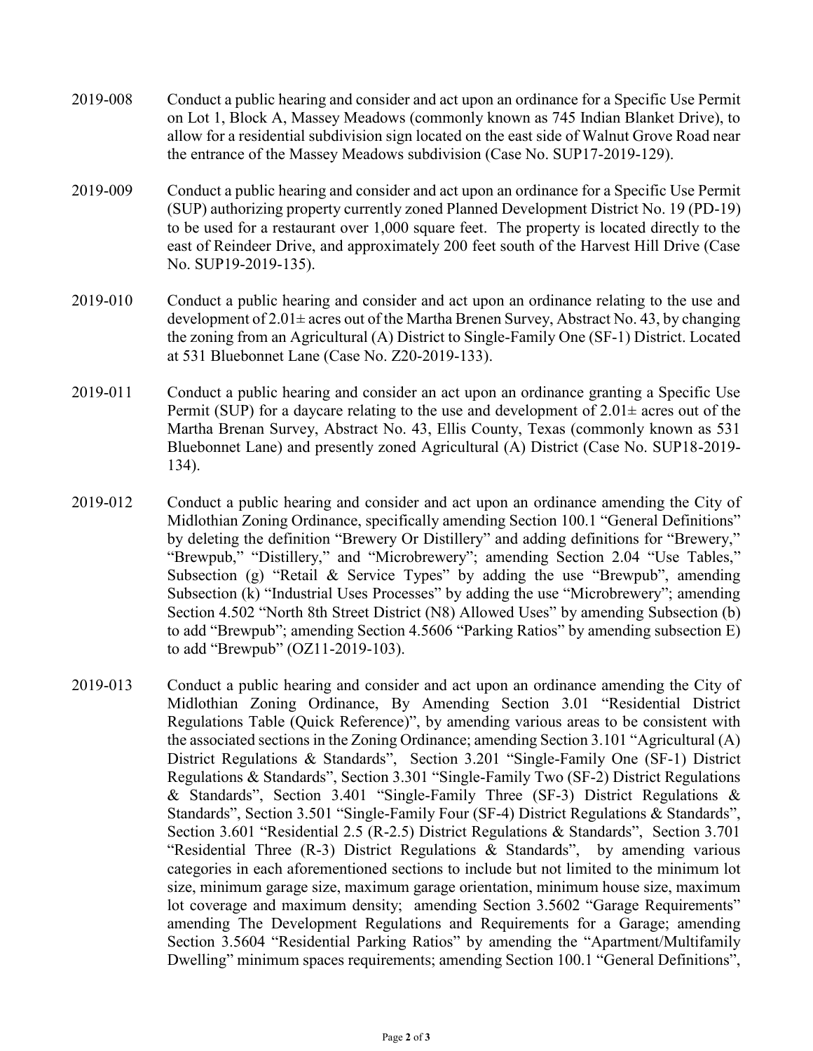2019-008 Conduct a public hearing and consider and act upon an ordinance for a Specific Use Permit on Lot 1, Block A, Massey Meadows (commonly known as 745 Indian Blanket Drive), to allow for a residential subdivision sign located on the east side of Walnut Grove Road near the entrance of the Massey Meadows subdivision (Case No. SUP17-2019-129).

2019-009 Conduct a public hearing and consider and act upon an ordinance for a Specific Use Permit (SUP) authorizing property currently zoned Planned Development District No. 19 (PD-19) to be used for a restaurant over 1,000 square feet. The property is located directly to the east of Reindeer Drive, and approximately 200 feet south of the Harvest Hill Drive (Case No. SUP19-2019-135).

2019-010 Conduct a public hearing and consider and act upon an ordinance relating to the use and development of 2.01± acres out of the Martha Brenen Survey, Abstract No. 43, by changing the zoning from an Agricultural (A) District to Single-Family One (SF-1) District. Located at 531 Bluebonnet Lane (Case No. Z20-2019-133).

2019-011 Conduct a public hearing and consider an act upon an ordinance granting a Specific Use Permit (SUP) for a daycare relating to the use and development of 2.01± acres out of the Martha Brenan Survey, Abstract No. 43, Ellis County, Texas (commonly known as 531 Bluebonnet Lane) and presently zoned Agricultural (A) District (Case No. SUP18-2019-134).

2019-012 Conduct a public hearing and consider and act upon an ordinance amending the City of Midlothian Zoning Ordinance, specifically amending Section 100.1 "General Definitions" by deleting the definition "Brewery Or Distillery" and adding definitions for "Brewery," "Brewpub," "Distillery," and "Microbrewery"; amending Section 2.04 "Use Tables," Subsection (g) "Retail & Service Types" by adding the use "Brewpub", amending Subsection (k) "Industrial Uses Processes" by adding the use "Microbrewery"; amending Section 4.502 "North 8th Street District (N8) Allowed Uses" by amending Subsection (b) to add "Brewpub"; amending Section 4.5606 "Parking Ratios" by amending subsection E) to add "Brewpub" (OZ11-2019-103).

2019-013 Conduct a public hearing and consider and act upon an ordinance amending the City of Midlothian Zoning Ordinance, By Amending Section 3.01 "Residential District Regulations Table (Quick Reference)", by amending various areas to be consistent with the associated sections in the Zoning Ordinance; amending Section 3.101 "Agricultural (A) District Regulations & Standards", Section 3.201 "Single-Family One (SF-1) District Regulations & Standards", Section 3.301 "Single-Family Two (SF-2) District Regulations & Standards", Section 3.401 "Single-Family Three (SF-3) District Regulations & Standards", Section 3.501 "Single-Family Four (SF-4) District Regulations & Standards", Section 3.601 "Residential 2.5 (R-2.5) District Regulations & Standards", Section 3.701 "Residential Three (R-3) District Regulations & Standards", by amending various categories in each aforementioned sections to include but not limited to the minimum lot size, minimum garage size, maximum garage orientation, minimum house size, maximum lot coverage and maximum density; amending Section 3.5602 "Garage Requirements" amending The Development Regulations and Requirements for a Garage; amending Section 3.5604 "Residential Parking Ratios" by amending the "Apartment/Multifamily Dwelling" minimum spaces requirements; amending Section 100.1 "General Definitions",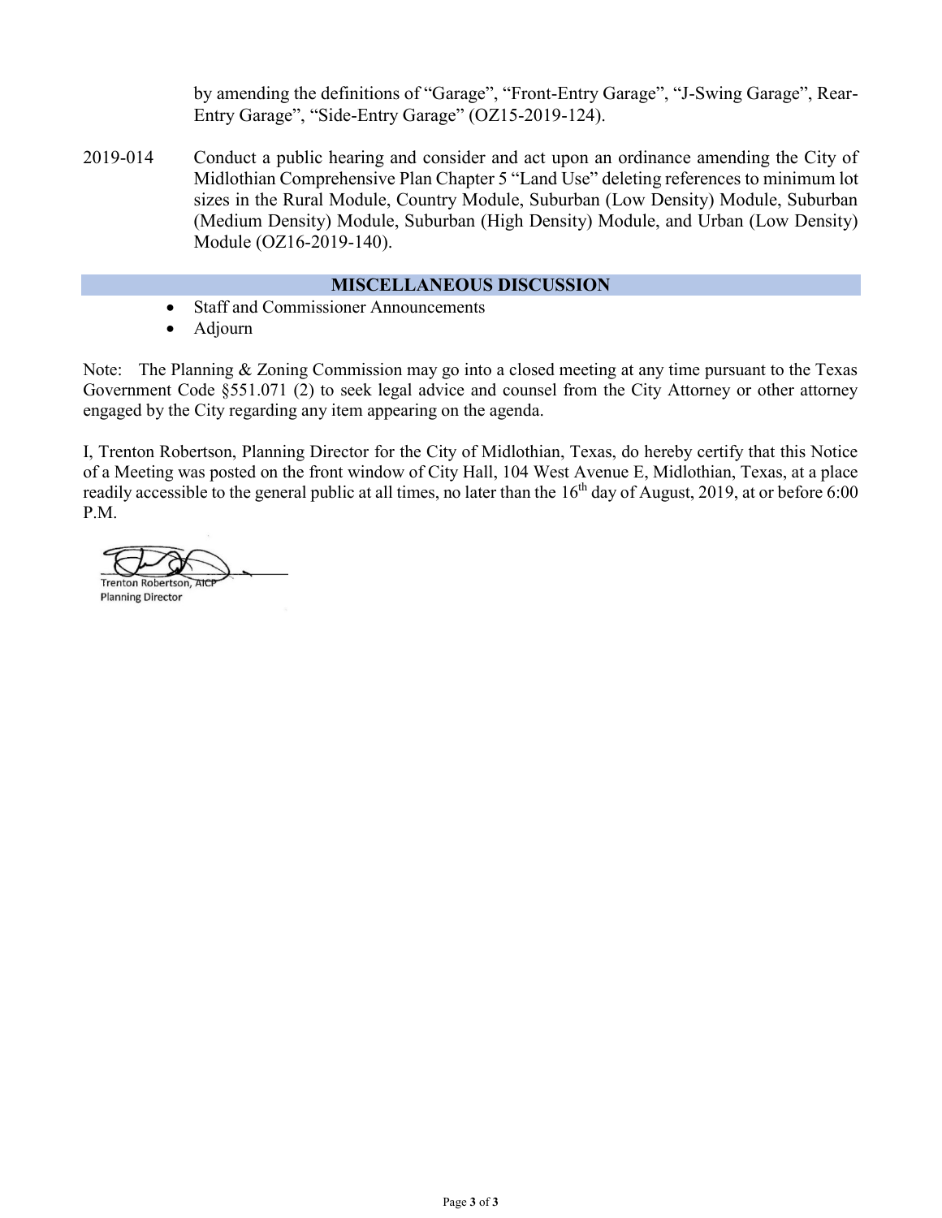by amending the definitions of "Garage", "Front-Entry Garage", "J-Swing Garage", Rear-Entry Garage", "Side-Entry Garage" (OZ15-2019-124).

2019-014 Conduct a public hearing and consider and act upon an ordinance amending the City of Midlothian Comprehensive Plan Chapter 5 "Land Use" deleting references to minimum lot sizes in the Rural Module, Country Module, Suburban (Low Density) Module, Suburban (Medium Density) Module, Suburban (High Density) Module, and Urban (Low Density) Module (OZ16-2019-140).

## MISCELLANEOUS DISCUSSION

- Staff and Commissioner Announcements
- Adjourn

Note: The Planning & Zoning Commission may go into a closed meeting at any time pursuant to the Texas Government Code §551.071 (2) to seek legal advice and counsel from the City Attorney or other attorney engaged by the City regarding any item appearing on the agenda.

I, Trenton Robertson, Planning Director for the City of Midlothian, Texas, do hereby certify that this Notice of a Meeting was posted on the front window of City Hall, 104 West Avenue E, Midlothian, Texas, at a place readily accessible to the general public at all times, no later than the 16th day of August, 2019, at or before 6:00 P.M.

Trenton Robertson, AICP
Planning Director